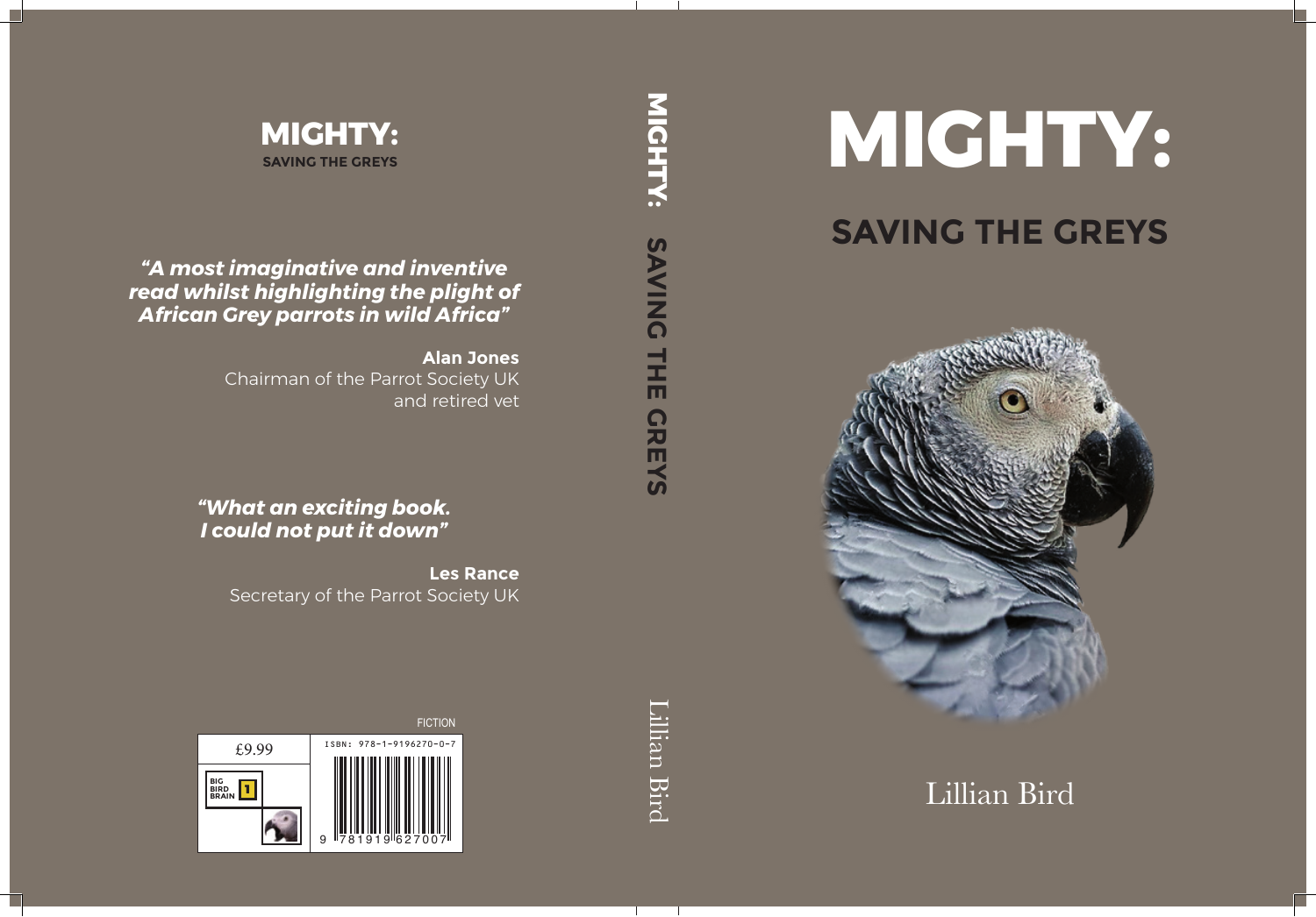# MIGHTY:

## SAVING THE GREYS

Lillian Bird

---

MIGHTY: SAVING THE GREYS — Lillian Bird

---

**MIGHTY:**
**SAVING THE GREYS**

***"A most imaginative and inventive read whilst highlighting the plight of African Grey parrots in wild Africa"***

**Alan Jones**
Chairman of the Parrot Society UK and retired vet

***"What an exciting book. I could not put it down"***

**Les Rance**
Secretary of the Parrot Society UK

FICTION

£9.99

BIG BIRD BRAIN 1

ISBN: 978-1-9196270-0-7

9 781919 627007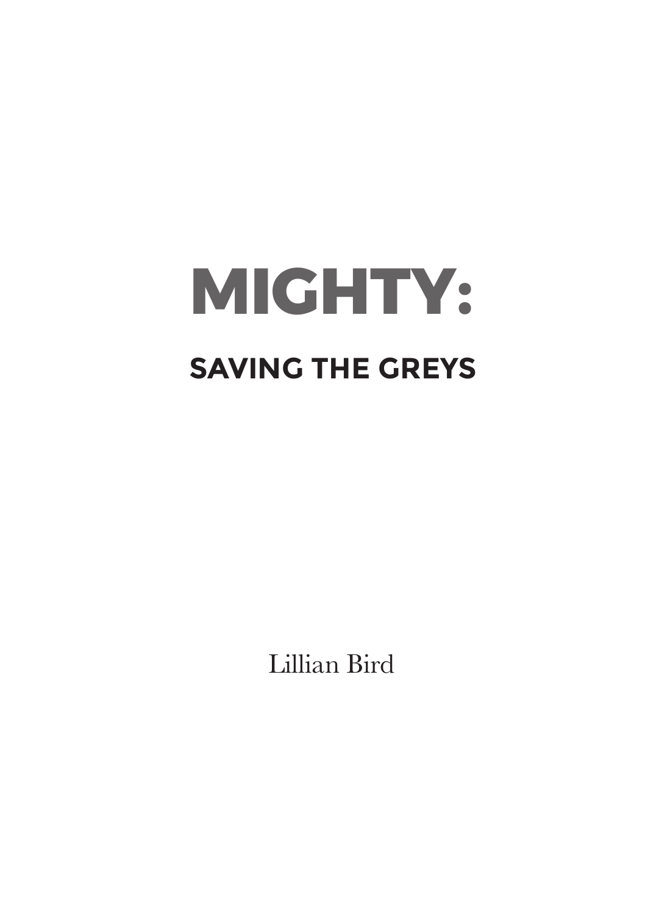# MIGHTY:

## SAVING THE GREYS

Lillian Bird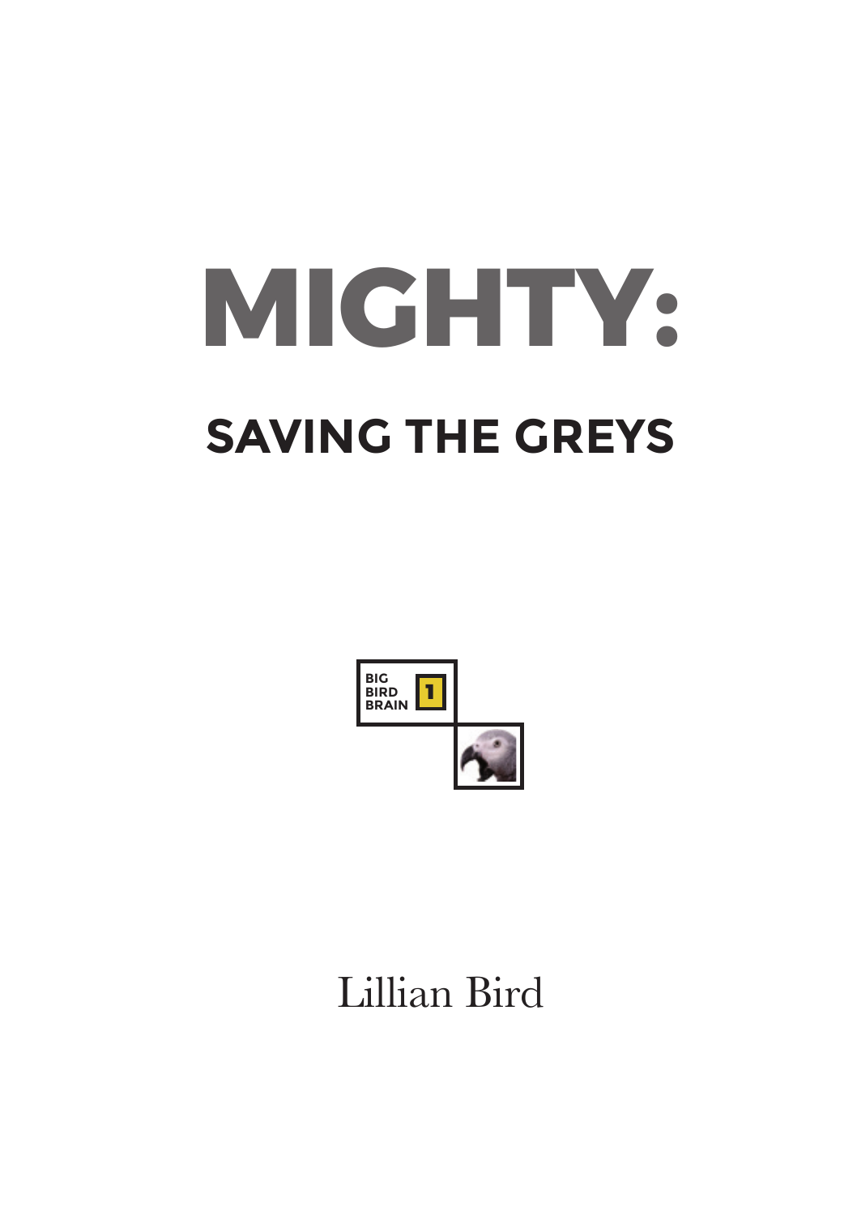# MIGHTY:

## SAVING THE GREYS

BIG BIRD BRAIN 1

Lillian Bird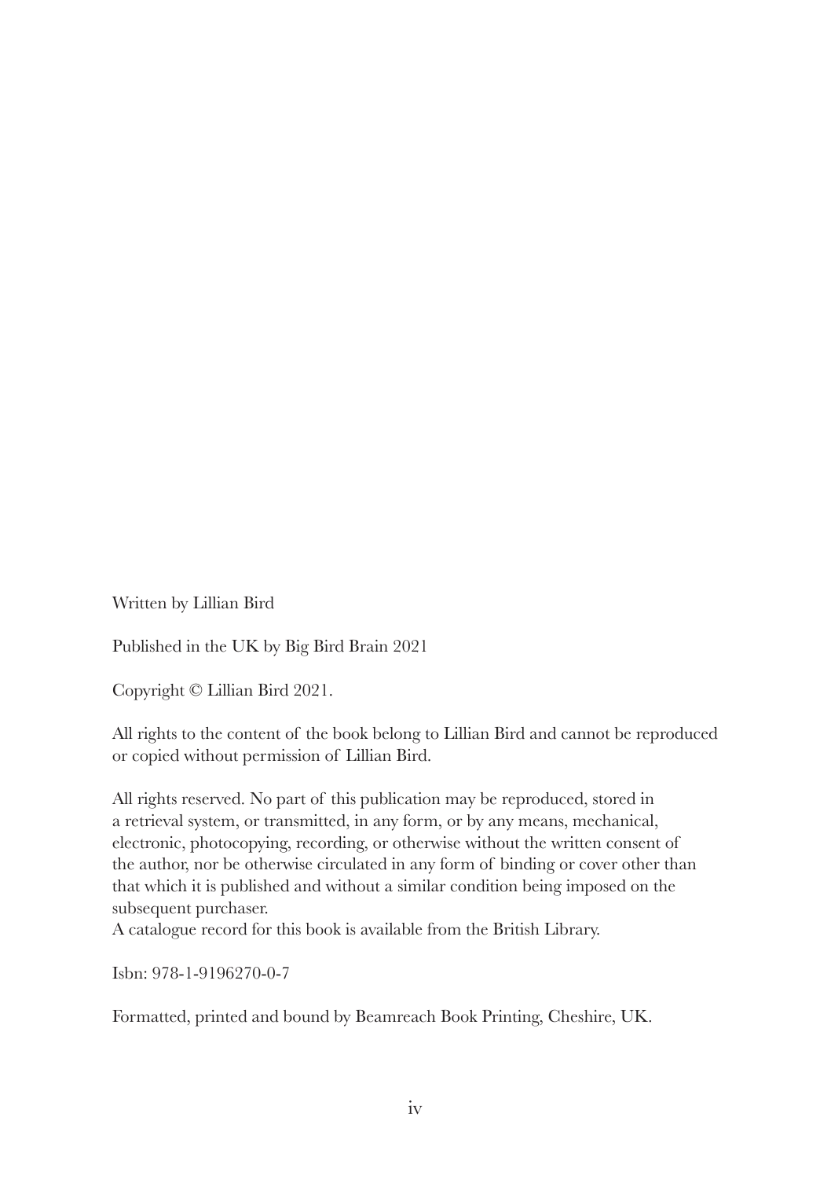Written by Lillian Bird

Published in the UK by Big Bird Brain 2021

Copyright © Lillian Bird 2021.

All rights to the content of the book belong to Lillian Bird and cannot be reproduced or copied without permission of Lillian Bird.

All rights reserved. No part of this publication may be reproduced, stored in a retrieval system, or transmitted, in any form, or by any means, mechanical, electronic, photocopying, recording, or otherwise without the written consent of the author, nor be otherwise circulated in any form of binding or cover other than that which it is published and without a similar condition being imposed on the subsequent purchaser.
A catalogue record for this book is available from the British Library.

Isbn: 978-1-9196270-0-7

Formatted, printed and bound by Beamreach Book Printing, Cheshire, UK.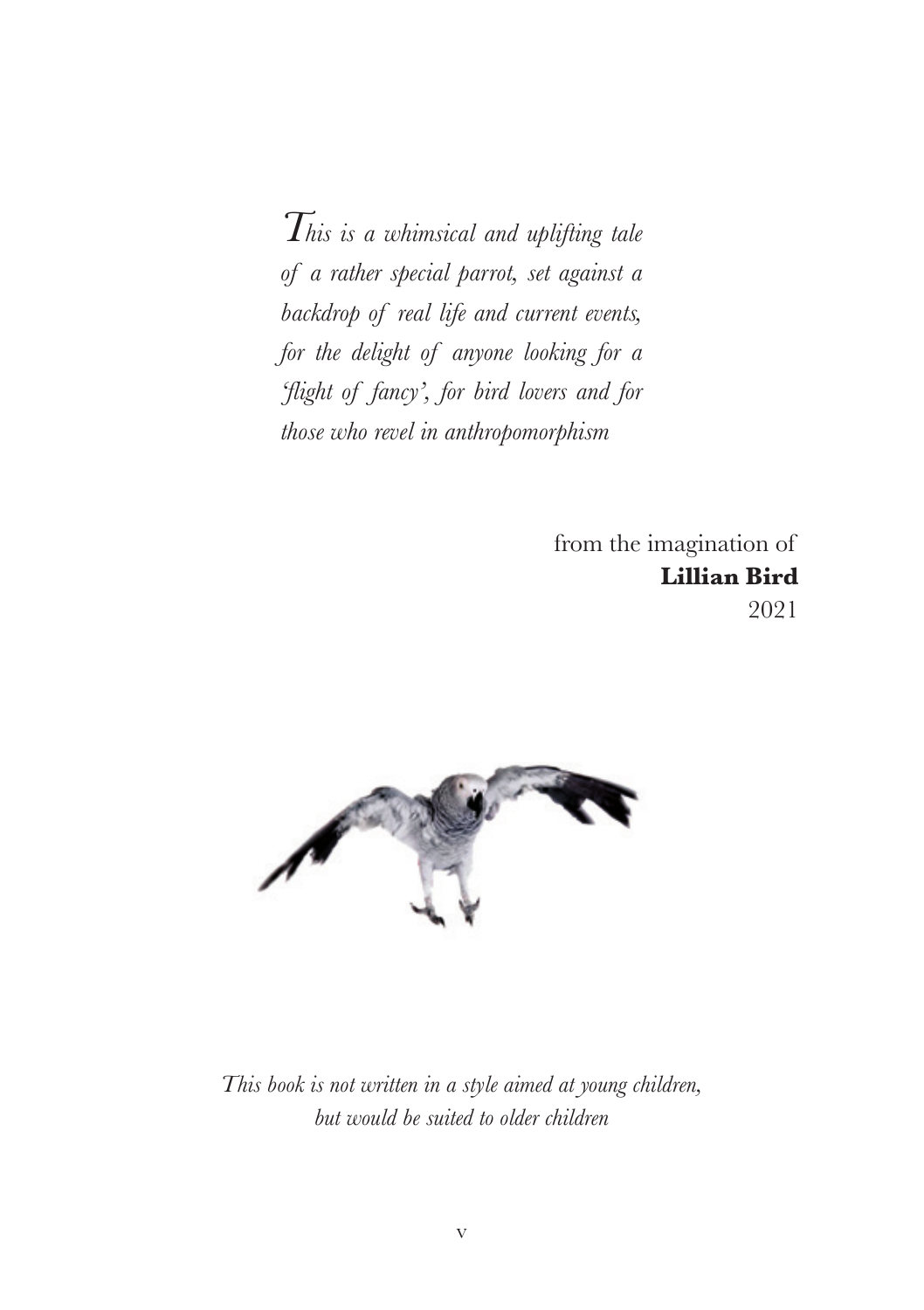*This is a whimsical and uplifting tale of a rather special parrot, set against a backdrop of real life and current events, for the delight of anyone looking for a 'flight of fancy', for bird lovers and for those who revel in anthropomorphism*

from the imagination of
**Lillian Bird**
2021

*This book is not written in a style aimed at young children, but would be suited to older children*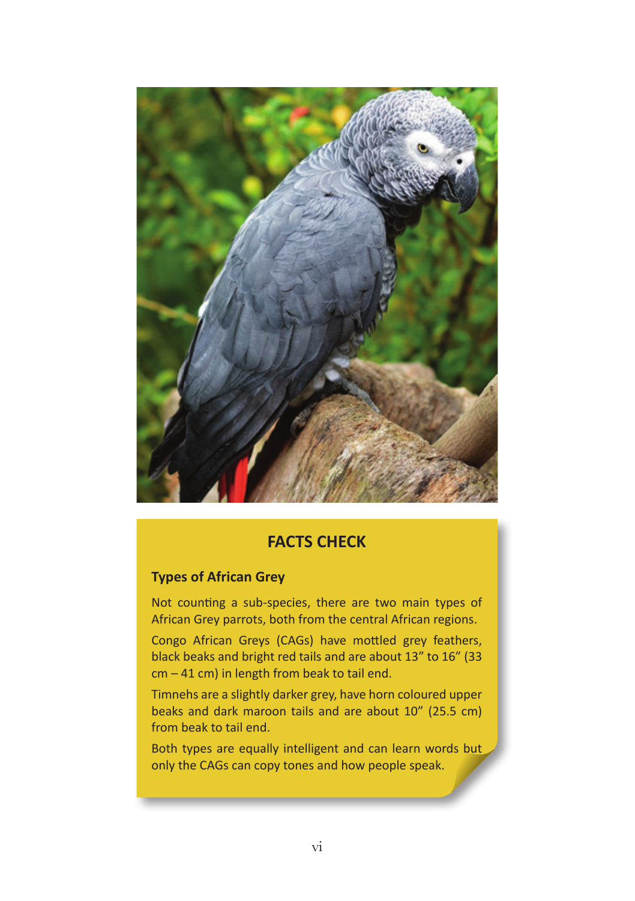## FACTS CHECK

### Types of African Grey

Not counting a sub-species, there are two main types of African Grey parrots, both from the central African regions.

Congo African Greys (CAGs) have mottled grey feathers, black beaks and bright red tails and are about 13" to 16" (33 cm – 41 cm) in length from beak to tail end.

Timnehs are a slightly darker grey, have horn coloured upper beaks and dark maroon tails and are about 10" (25.5 cm) from beak to tail end.

Both types are equally intelligent and can learn words but only the CAGs can copy tones and how people speak.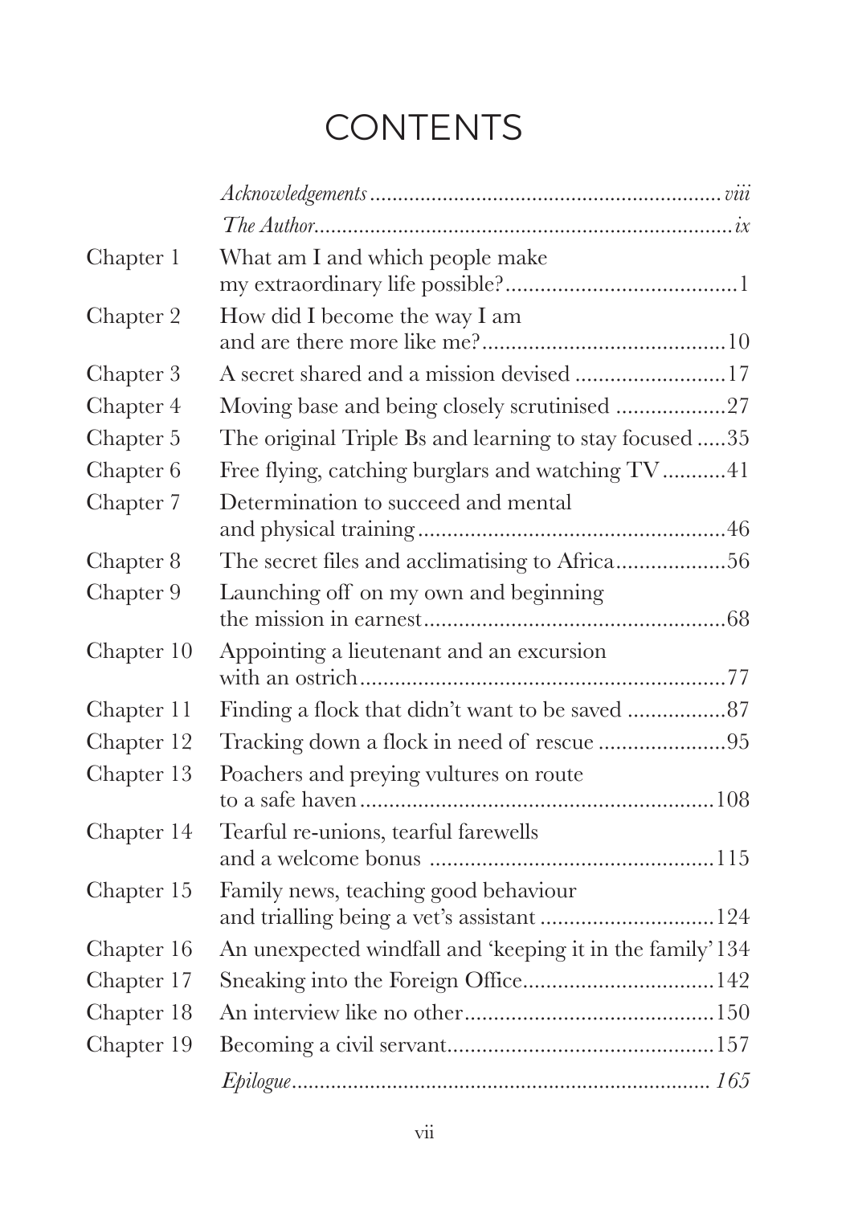# CONTENTS

| | | |
|---|---|---|
| | *Acknowledgements* | *viii* |
| | *The Author* | *ix* |
| Chapter 1 | What am I and which people make my extraordinary life possible? | 1 |
| Chapter 2 | How did I become the way I am and are there more like me? | 10 |
| Chapter 3 | A secret shared and a mission devised | 17 |
| Chapter 4 | Moving base and being closely scrutinised | 27 |
| Chapter 5 | The original Triple Bs and learning to stay focused | 35 |
| Chapter 6 | Free flying, catching burglars and watching TV | 41 |
| Chapter 7 | Determination to succeed and mental and physical training | 46 |
| Chapter 8 | The secret files and acclimatising to Africa | 56 |
| Chapter 9 | Launching off on my own and beginning the mission in earnest | 68 |
| Chapter 10 | Appointing a lieutenant and an excursion with an ostrich | 77 |
| Chapter 11 | Finding a flock that didn't want to be saved | 87 |
| Chapter 12 | Tracking down a flock in need of rescue | 95 |
| Chapter 13 | Poachers and preying vultures on route to a safe haven | 108 |
| Chapter 14 | Tearful re-unions, tearful farewells and a welcome bonus | 115 |
| Chapter 15 | Family news, teaching good behaviour and trialling being a vet's assistant | 124 |
| Chapter 16 | An unexpected windfall and 'keeping it in the family' | 134 |
| Chapter 17 | Sneaking into the Foreign Office | 142 |
| Chapter 18 | An interview like no other | 150 |
| Chapter 19 | Becoming a civil servant | 157 |
| | *Epilogue* | *165* |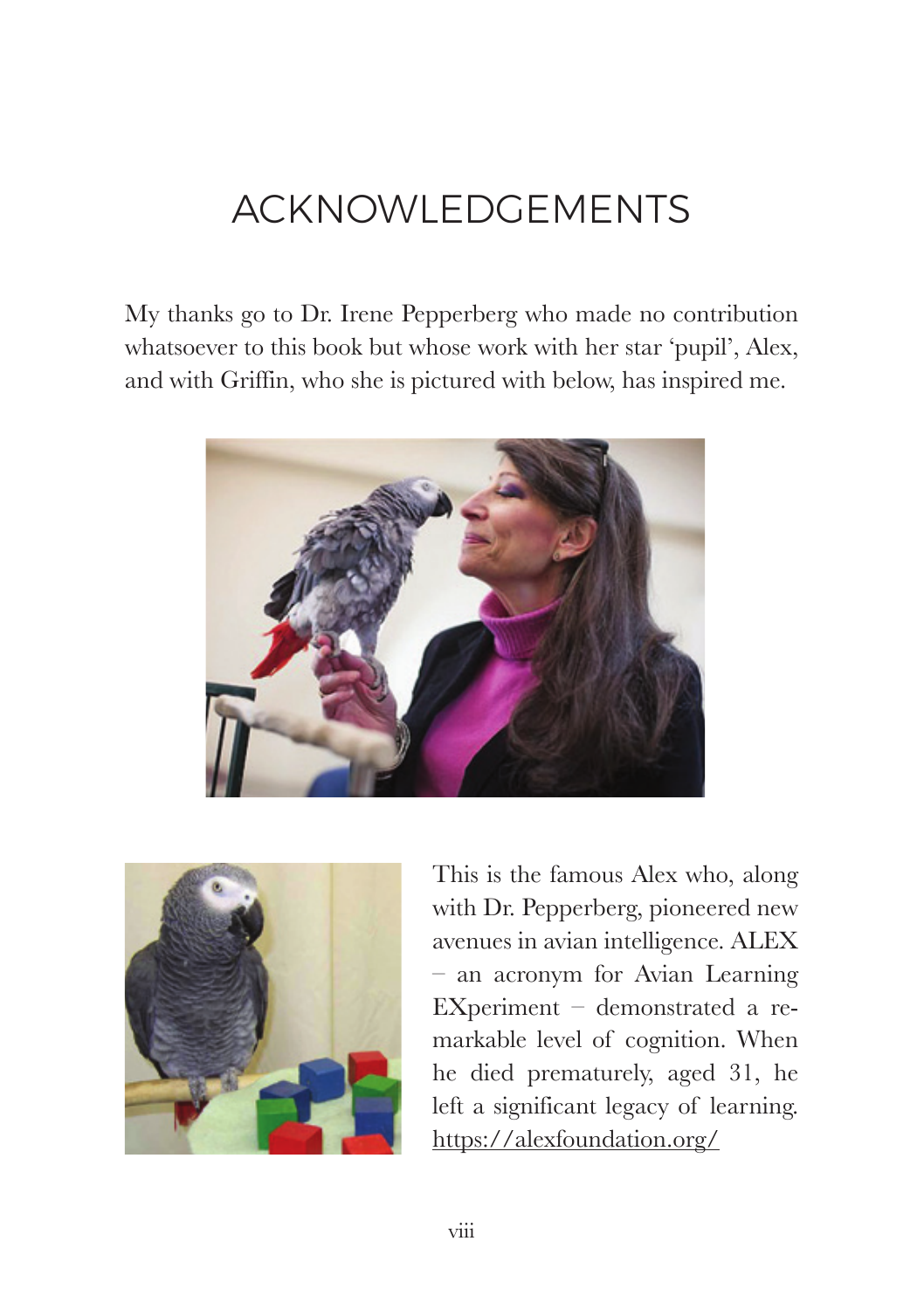# ACKNOWLEDGEMENTS

My thanks go to Dr. Irene Pepperberg who made no contribution whatsoever to this book but whose work with her star 'pupil', Alex, and with Griffin, who she is pictured with below, has inspired me.

This is the famous Alex who, along with Dr. Pepperberg, pioneered new avenues in avian intelligence. ALEX – an acronym for Avian Learning EXperiment – demonstrated a remarkable level of cognition. When he died prematurely, aged 31, he left a significant legacy of learning. https://alexfoundation.org/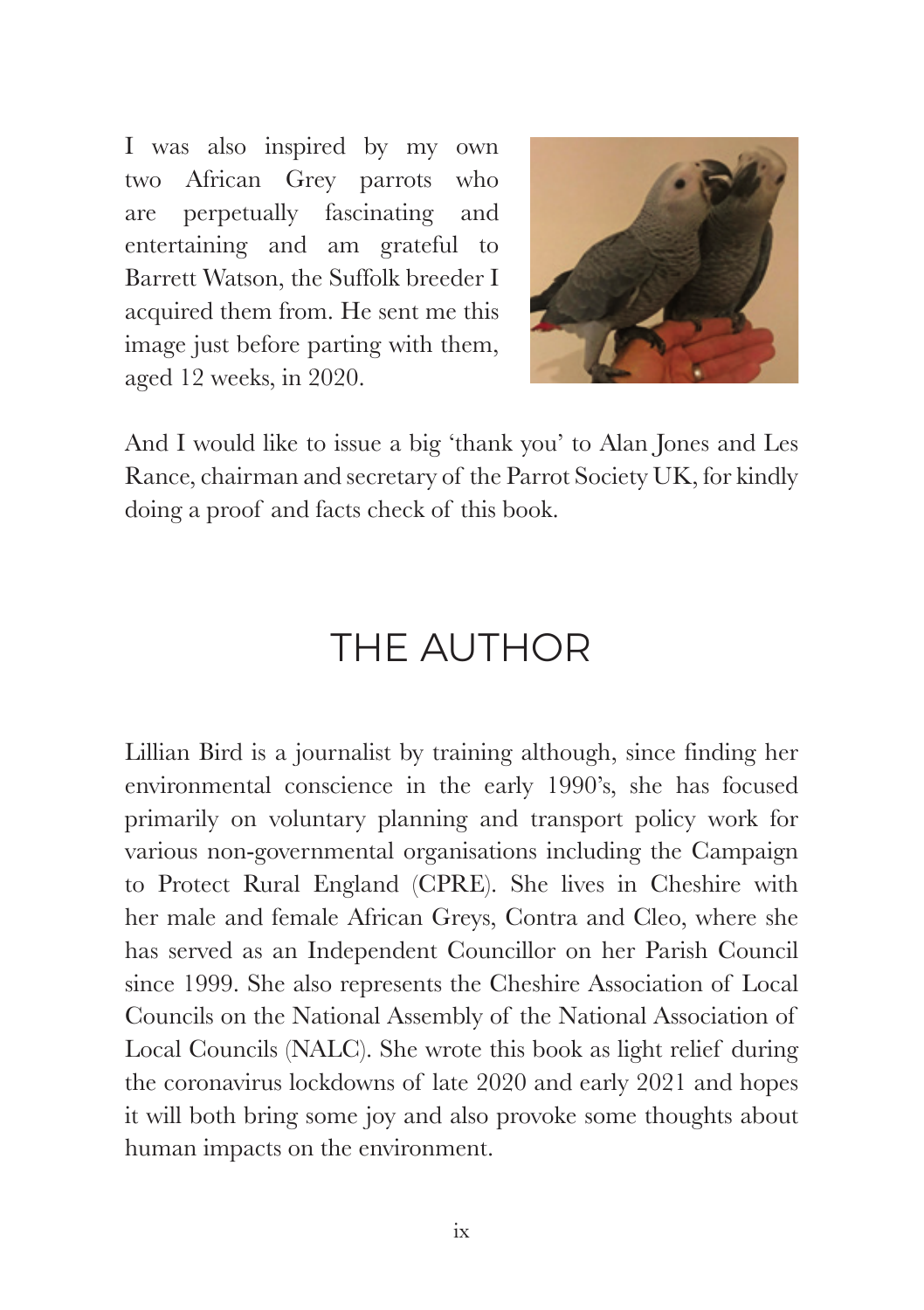I was also inspired by my own two African Grey parrots who are perpetually fascinating and entertaining and am grateful to Barrett Watson, the Suffolk breeder I acquired them from. He sent me this image just before parting with them, aged 12 weeks, in 2020.

And I would like to issue a big 'thank you' to Alan Jones and Les Rance, chairman and secretary of the Parrot Society UK, for kindly doing a proof and facts check of this book.

# THE AUTHOR

Lillian Bird is a journalist by training although, since finding her environmental conscience in the early 1990's, she has focused primarily on voluntary planning and transport policy work for various non-governmental organisations including the Campaign to Protect Rural England (CPRE). She lives in Cheshire with her male and female African Greys, Contra and Cleo, where she has served as an Independent Councillor on her Parish Council since 1999. She also represents the Cheshire Association of Local Councils on the National Assembly of the National Association of Local Councils (NALC). She wrote this book as light relief during the coronavirus lockdowns of late 2020 and early 2021 and hopes it will both bring some joy and also provoke some thoughts about human impacts on the environment.